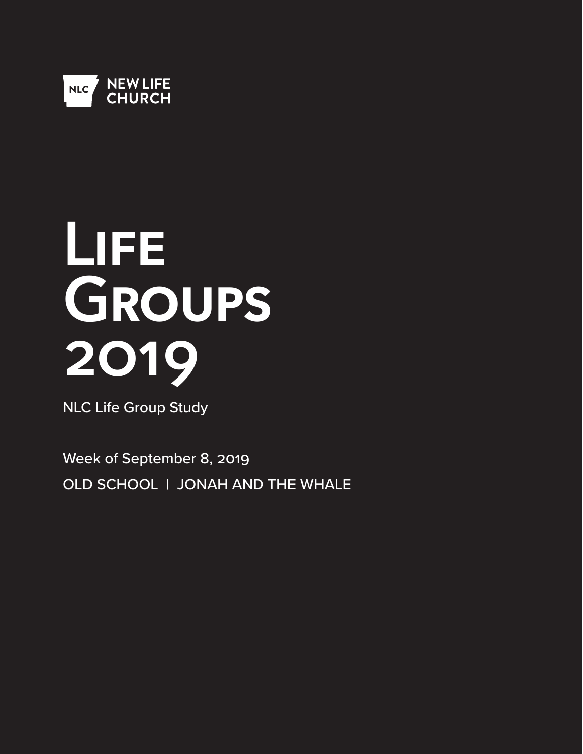NLC NEW LIFE CHURCH

# Life Groups 2019

NLC Life Group Study

Week of September 8, 2019

OLD SCHOOL | JONAH AND THE WHALE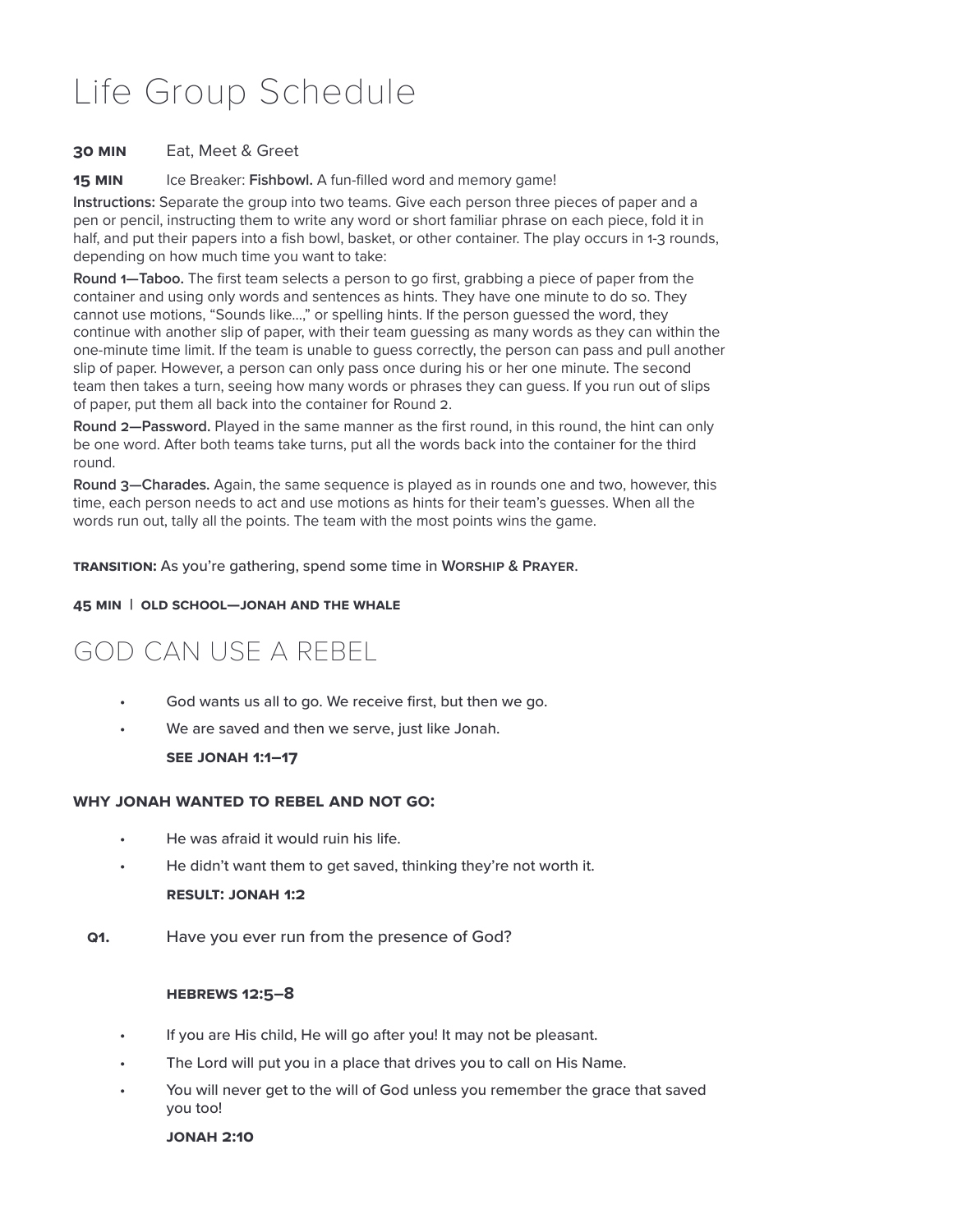# Life Group Schedule

**30 MIN** Eat, Meet & Greet

**15 MIN** Ice Breaker: **Fishbowl.** A fun-filled word and memory game!

**Instructions:** Separate the group into two teams. Give each person three pieces of paper and a pen or pencil, instructing them to write any word or short familiar phrase on each piece, fold it in half, and put their papers into a fish bowl, basket, or other container. The play occurs in 1-3 rounds, depending on how much time you want to take:

**Round 1—Taboo.** The first team selects a person to go first, grabbing a piece of paper from the container and using only words and sentences as hints. They have one minute to do so. They cannot use motions, "Sounds like...," or spelling hints. If the person guessed the word, they continue with another slip of paper, with their team guessing as many words as they can within the one-minute time limit. If the team is unable to guess correctly, the person can pass and pull another slip of paper. However, a person can only pass once during his or her one minute. The second team then takes a turn, seeing how many words or phrases they can guess. If you run out of slips of paper, put them all back into the container for Round 2.

**Round 2—Password.** Played in the same manner as the first round, in this round, the hint can only be one word. After both teams take turns, put all the words back into the container for the third round.

**Round 3—Charades.** Again, the same sequence is played as in rounds one and two, however, this time, each person needs to act and use motions as hints for their team's guesses. When all the words run out, tally all the points. The team with the most points wins the game.

**TRANSITION:** As you're gathering, spend some time in **WORSHIP & PRAYER**.

**45 MIN | OLD SCHOOL—JONAH AND THE WHALE**

## GOD CAN USE A REBEL

- God wants us all to go. We receive first, but then we go.
- We are saved and then we serve, just like Jonah.

  **SEE JONAH 1:1–17**

### WHY JONAH WANTED TO REBEL AND NOT GO:

- He was afraid it would ruin his life.
- He didn't want them to get saved, thinking they're not worth it.

  **RESULT: JONAH 1:2**

**Q1.** Have you ever run from the presence of God?

**HEBREWS 12:5–8**

- If you are His child, He will go after you! It may not be pleasant.
- The Lord will put you in a place that drives you to call on His Name.
- You will never get to the will of God unless you remember the grace that saved you too!

  **JONAH 2:10**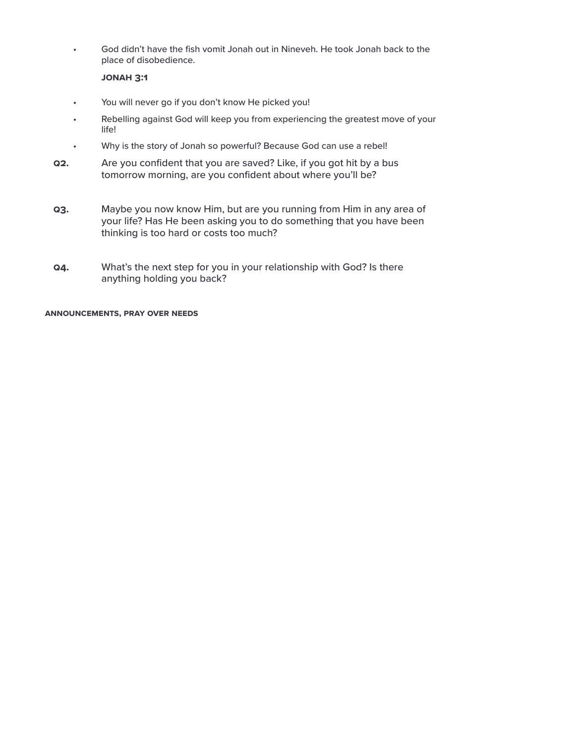- God didn't have the fish vomit Jonah out in Nineveh. He took Jonah back to the place of disobedience.

  **JONAH 3:1**

- You will never go if you don't know He picked you!
- Rebelling against God will keep you from experiencing the greatest move of your life!
- Why is the story of Jonah so powerful? Because God can use a rebel!

**Q2.** Are you confident that you are saved? Like, if you got hit by a bus tomorrow morning, are you confident about where you'll be?

**Q3.** Maybe you now know Him, but are you running from Him in any area of your life? Has He been asking you to do something that you have been thinking is too hard or costs too much?

**Q4.** What's the next step for you in your relationship with God? Is there anything holding you back?

**ANNOUNCEMENTS, PRAY OVER NEEDS**